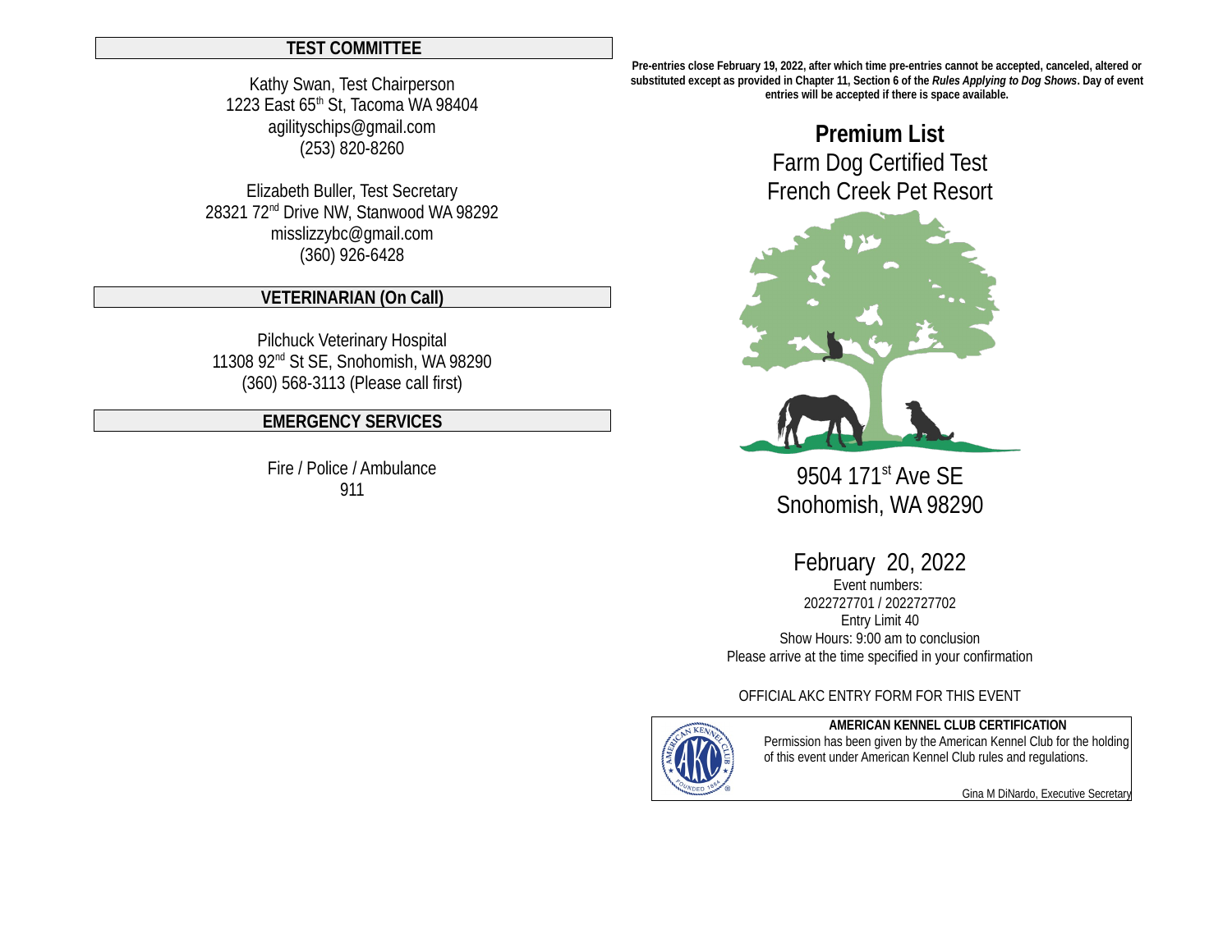## TEST COMMITTEE

Kathy Swan, Test Chairperson
1223 East 65th St, Tacoma WA 98404
agilityschips@gmail.com
(253) 820-8260

Elizabeth Buller, Test Secretary
28321 72nd Drive NW, Stanwood WA 98292
misslizzybc@gmail.com
(360) 926-6428

## VETERINARIAN (On Call)

Pilchuck Veterinary Hospital
11308 92nd St SE, Snohomish, WA 98290
(360) 568-3113 (Please call first)

## EMERGENCY SERVICES

Fire / Police / Ambulance
911

**Pre-entries close February 19, 2022, after which time pre-entries cannot be accepted, canceled, altered or substituted except as provided in Chapter 11, Section 6 of the *Rules Applying to Dog Shows*. Day of event entries will be accepted if there is space available.**

# Premium List

Farm Dog Certified Test
French Creek Pet Resort

9504 171st Ave SE
Snohomish, WA 98290

February 20, 2022

Event numbers:
2022727701 / 2022727702
Entry Limit 40
Show Hours: 9:00 am to conclusion
Please arrive at the time specified in your confirmation

OFFICIAL AKC ENTRY FORM FOR THIS EVENT

**AMERICAN KENNEL CLUB CERTIFICATION**
Permission has been given by the American Kennel Club for the holding of this event under American Kennel Club rules and regulations.

Gina M DiNardo, Executive Secretary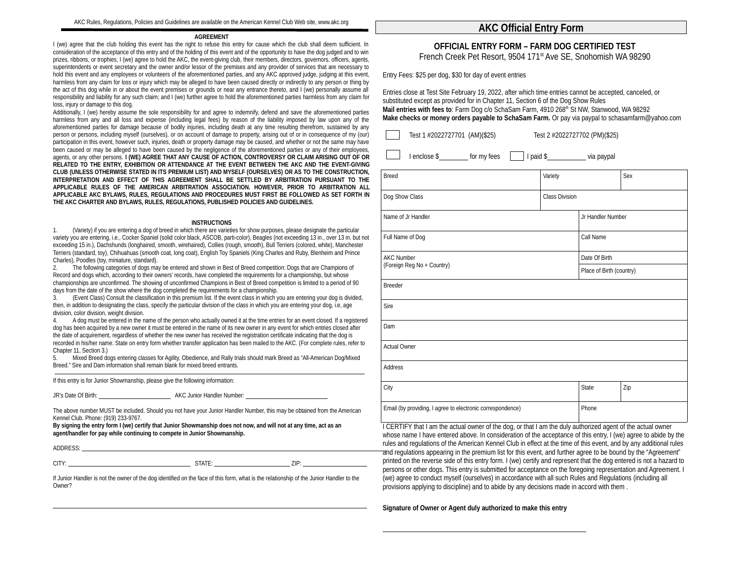AKC Rules, Regulations, Policies and Guidelines are available on the American Kennel Club Web site, www.akc.org

### AGREEMENT

I (we) agree that the club holding this event has the right to refuse this entry for cause which the club shall deem sufficient. In consideration of the acceptance of this entry and of the holding of this event and of the opportunity to have the dog judged and to win prizes, ribbons, or trophies, I (we) agree to hold the AKC, the event-giving club, their members, directors, governors, officers, agents, superintendents or event secretary and the owner and/or lessor of the premises and any provider of services that are necessary to hold this event and any employees or volunteers of the aforementioned parties, and any AKC approved judge, judging at this event, harmless from any claim for loss or injury which may be alleged to have been caused directly or indirectly to any person or thing by the act of this dog while in or about the event premises or grounds or near any entrance thereto, and I (we) personally assume all responsibility and liability for any such claim; and I (we) further agree to hold the aforementioned parties harmless from any claim for loss, injury or damage to this dog.

Additionally, I (we) hereby assume the sole responsibility for and agree to indemnify, defend and save the aforementioned parties harmless from any and all loss and expense (including legal fees) by reason of the liability imposed by law upon any of the aforementioned parties for damage because of bodily injuries, including death at any time resulting therefrom, sustained by any person or persons, including myself (ourselves), or on account of damage to property, arising out of or in consequence of my (our) participation in this event, however such, injuries, death or property damage may be caused, and whether or not the same may have been caused or may be alleged to have been caused by the negligence of the aforementioned parties or any of their employees, agents, or any other persons. **I (WE) AGREE THAT ANY CAUSE OF ACTION, CONTROVERSY OR CLAIM ARISING OUT OF OR RELATED TO THE ENTRY, EXHIBITION OR ATTENDANCE AT THE EVENT BETWEEN THE AKC AND THE EVENT-GIVING CLUB (UNLESS OTHERWISE STATED IN ITS PREMIUM LIST) AND MYSELF (OURSELVES) OR AS TO THE CONSTRUCTION, INTERPRETATION AND EFFECT OF THIS AGREEMENT SHALL BE SETTLED BY ARBITRATION PURSUANT TO THE APPLICABLE RULES OF THE AMERICAN ARBITRATION ASSOCIATION. HOWEVER, PRIOR TO ARBITRATION ALL APPLICABLE AKC BYLAWS, RULES, REGULATIONS AND PROCEDURES MUST FIRST BE FOLLOWED AS SET FORTH IN THE AKC CHARTER AND BYLAWS, RULES, REGULATIONS, PUBLISHED POLICIES AND GUIDELINES.**

### INSTRUCTIONS

1. (Variety) if you are entering a dog of breed in which there are varieties for show purposes, please designate the particular variety you are entering, i.e., Cocker Spaniel (solid color black, ASCOB, parti-color), Beagles (not exceeding 13 in., over 13 in. but not exceeding 15 in.), Dachshunds (longhaired, smooth, wirehaired), Collies (rough, smooth), Bull Terriers (colored, white), Manchester Terriers (standard, toy), Chihuahuas (smooth coat, long coat), English Toy Spaniels (King Charles and Ruby, Blenheim and Prince Charles), Poodles (toy, miniature, standard).
2. The following categories of dogs may be entered and shown in Best of Breed competition: Dogs that are Champions of Record and dogs which, according to their owners' records, have completed the requirements for a championship, but whose championships are unconfirmed. The showing of unconfirmed Champions in Best of Breed competition is limited to a period of 90 days from the date of the show where the dog completed the requirements for a championship.
3. (Event Class) Consult the classification in this premium list. If the event class in which you are entering your dog is divided, then, in addition to designating the class, specify the particular division of the class in which you are entering your dog, i.e, age division, color division, weight division.
4. A dog must be entered in the name of the person who actually owned it at the time entries for an event closed. If a registered dog has been acquired by a new owner it must be entered in the name of its new owner in any event for which entries closed after the date of acquirement, regardless of whether the new owner has received the registration certificate indicating that the dog is recorded in his/her name. State on entry form whether transfer application has been mailed to the AKC. (For complete rules, refer to Chapter 11, Section 3.)
5. Mixed Breed dogs entering classes for Agility, Obedience, and Rally trials should mark Breed as "All-American Dog/Mixed Breed." Sire and Dam information shall remain blank for mixed breed entrants.

If this entry is for Junior Showmanship, please give the following information:

JR's Date Of Birth: ____________ AKC Junior Handler Number: ____________

The above number MUST be included. Should you not have your Junior Handler Number, this may be obtained from the American Kennel Club. Phone: (919) 233-9767.

**By signing the entry form I (we) certify that Junior Showmanship does not now, and will not at any time, act as an agent/handler for pay while continuing to compete in Junior Showmanship.**

ADDRESS: ____________

CITY: ____________ STATE: ____________ ZIP: ____________

If Junior Handler is not the owner of the dog identified on the face of this form, what is the relationship of the Junior Handler to the Owner?

____________

## AKC Official Entry Form

### OFFICIAL ENTRY FORM – FARM DOG CERTIFIED TEST

French Creek Pet Resort, 9504 171st Ave SE, Snohomish WA 98290

Entry Fees: $25 per dog, $30 for day of event entries

Entries close at Test Site February 19, 2022, after which time entries cannot be accepted, canceled, or substituted except as provided for in Chapter 11, Section 6 of the Dog Show Rules

**Mail entries with fees to**: Farm Dog c/o SchaSam Farm, 4910 268th St NW, Stanwood, WA 98292

**Make checks or money orders payable to SchaSam Farm.** Or pay via paypal to schasamfarm@yahoo.com

☐ Test 1 #2022727701 (AM)($25) Test 2 #2022727702 (PM)($25)

☐ I enclose $________ for my fees ☐ I paid $________ via paypal

| Breed | | Variety | | Sex |
|---|---|---|---|---|
| Dog Show Class | | Class Division | | |
| Name of Jr Handler | | | Jr Handler Number | |
| Full Name of Dog | | | Call Name | |
| AKC Number (Foreign Reg No + Country) | | | Date Of Birth | |
| | | | Place of Birth (country) | |
| Breeder | | | | |
| Sire | | | | |
| Dam | | | | |
| Actual Owner | | | | |
| Address | | | | |
| City | | | State | Zip |
| Email (by providing, I agree to electronic correspondence) | | | Phone | |

I CERTIFY that I am the actual owner of the dog, or that I am the duly authorized agent of the actual owner whose name I have entered above. In consideration of the acceptance of this entry, I (we) agree to abide by the rules and regulations of the American Kennel Club in effect at the time of this event, and by any additional rules and regulations appearing in the premium list for this event, and further agree to be bound by the "Agreement" printed on the reverse side of this entry form. I (we) certify and represent that the dog entered is not a hazard to persons or other dogs. This entry is submitted for acceptance on the foregoing representation and Agreement. I (we) agree to conduct myself (ourselves) in accordance with all such Rules and Regulations (including all provisions applying to discipline) and to abide by any decisions made in accord with them .

**Signature of Owner or Agent duly authorized to make this entry**

____________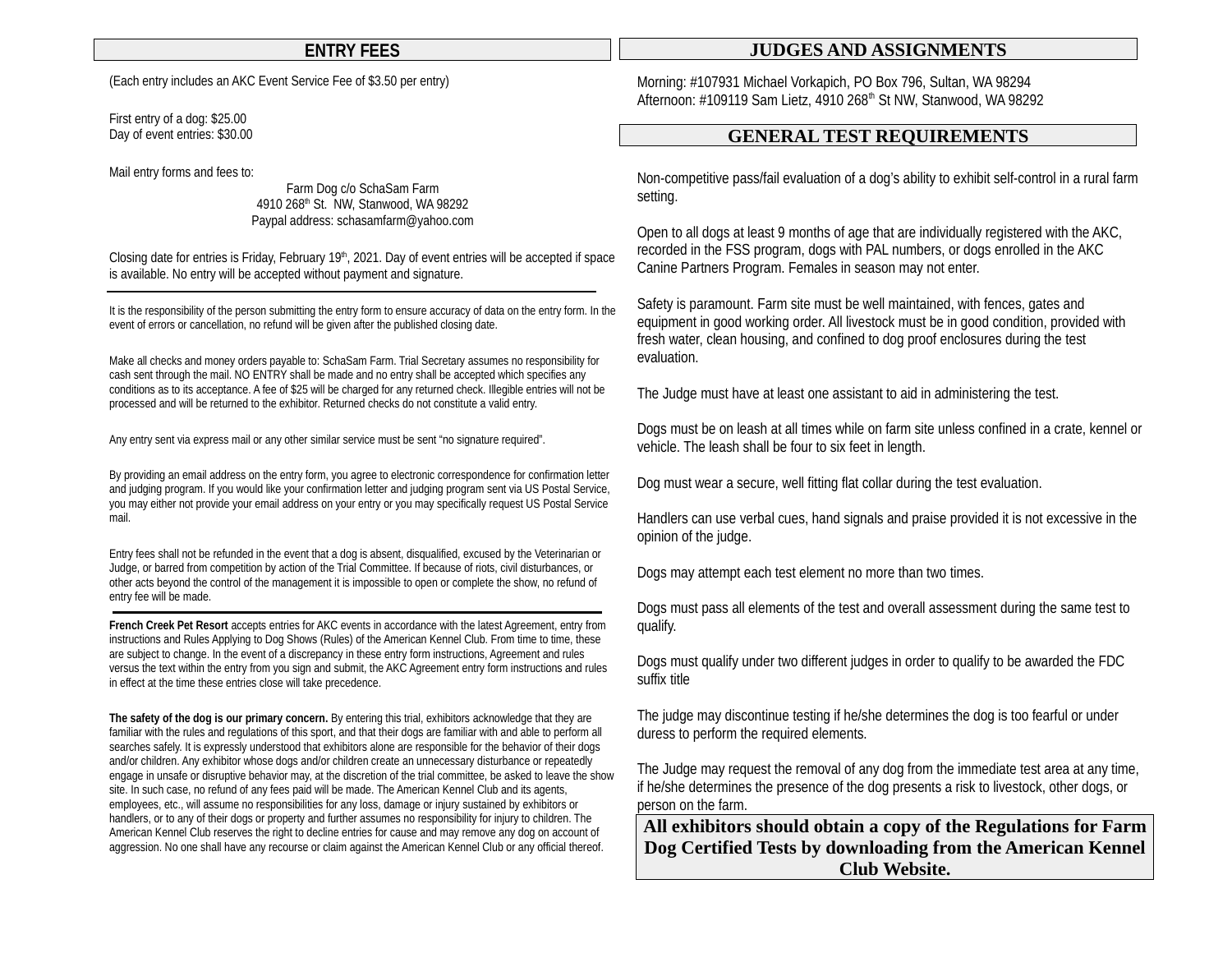## ENTRY FEES

(Each entry includes an AKC Event Service Fee of $3.50 per entry)

First entry of a dog: $25.00
Day of event entries: $30.00

Mail entry forms and fees to:

Farm Dog c/o SchaSam Farm
4910 268th St. NW, Stanwood, WA 98292
Paypal address: schasamfarm@yahoo.com

Closing date for entries is Friday, February 19th, 2021. Day of event entries will be accepted if space is available. No entry will be accepted without payment and signature.

---

It is the responsibility of the person submitting the entry form to ensure accuracy of data on the entry form. In the event of errors or cancellation, no refund will be given after the published closing date.

Make all checks and money orders payable to: SchaSam Farm. Trial Secretary assumes no responsibility for cash sent through the mail. NO ENTRY shall be made and no entry shall be accepted which specifies any conditions as to its acceptance. A fee of $25 will be charged for any returned check. Illegible entries will not be processed and will be returned to the exhibitor. Returned checks do not constitute a valid entry.

Any entry sent via express mail or any other similar service must be sent "no signature required".

By providing an email address on the entry form, you agree to electronic correspondence for confirmation letter and judging program. If you would like your confirmation letter and judging program sent via US Postal Service, you may either not provide your email address on your entry or you may specifically request US Postal Service mail.

Entry fees shall not be refunded in the event that a dog is absent, disqualified, excused by the Veterinarian or Judge, or barred from competition by action of the Trial Committee. If because of riots, civil disturbances, or other acts beyond the control of the management it is impossible to open or complete the show, no refund of entry fee will be made.

---

**French Creek Pet Resort** accepts entries for AKC events in accordance with the latest Agreement, entry from instructions and Rules Applying to Dog Shows (Rules) of the American Kennel Club. From time to time, these are subject to change. In the event of a discrepancy in these entry form instructions, Agreement and rules versus the text within the entry from you sign and submit, the AKC Agreement entry form instructions and rules in effect at the time these entries close will take precedence.

**The safety of the dog is our primary concern.** By entering this trial, exhibitors acknowledge that they are familiar with the rules and regulations of this sport, and that their dogs are familiar with and able to perform all searches safely. It is expressly understood that exhibitors alone are responsible for the behavior of their dogs and/or children. Any exhibitor whose dogs and/or children create an unnecessary disturbance or repeatedly engage in unsafe or disruptive behavior may, at the discretion of the trial committee, be asked to leave the show site. In such case, no refund of any fees paid will be made. The American Kennel Club and its agents, employees, etc., will assume no responsibilities for any loss, damage or injury sustained by exhibitors or handlers, or to any of their dogs or property and further assumes no responsibility for injury to children. The American Kennel Club reserves the right to decline entries for cause and may remove any dog on account of aggression. No one shall have any recourse or claim against the American Kennel Club or any official thereof.

## JUDGES AND ASSIGNMENTS

Morning: #107931 Michael Vorkapich, PO Box 796, Sultan, WA 98294
Afternoon: #109119 Sam Lietz, 4910 268th St NW, Stanwood, WA 98292

## GENERAL TEST REQUIREMENTS

Non-competitive pass/fail evaluation of a dog's ability to exhibit self-control in a rural farm setting.

Open to all dogs at least 9 months of age that are individually registered with the AKC, recorded in the FSS program, dogs with PAL numbers, or dogs enrolled in the AKC Canine Partners Program. Females in season may not enter.

Safety is paramount. Farm site must be well maintained, with fences, gates and equipment in good working order. All livestock must be in good condition, provided with fresh water, clean housing, and confined to dog proof enclosures during the test evaluation.

The Judge must have at least one assistant to aid in administering the test.

Dogs must be on leash at all times while on farm site unless confined in a crate, kennel or vehicle. The leash shall be four to six feet in length.

Dog must wear a secure, well fitting flat collar during the test evaluation.

Handlers can use verbal cues, hand signals and praise provided it is not excessive in the opinion of the judge.

Dogs may attempt each test element no more than two times.

Dogs must pass all elements of the test and overall assessment during the same test to qualify.

Dogs must qualify under two different judges in order to qualify to be awarded the FDC suffix title

The judge may discontinue testing if he/she determines the dog is too fearful or under duress to perform the required elements.

The Judge may request the removal of any dog from the immediate test area at any time, if he/she determines the presence of the dog presents a risk to livestock, other dogs, or person on the farm.

**All exhibitors should obtain a copy of the Regulations for Farm Dog Certified Tests by downloading from the American Kennel Club Website.**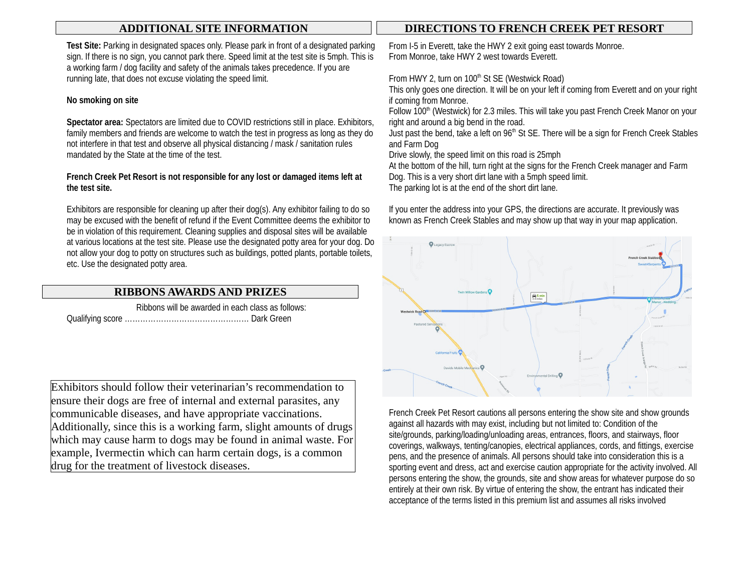## ADDITIONAL SITE INFORMATION

**Test Site:** Parking in designated spaces only. Please park in front of a designated parking sign. If there is no sign, you cannot park there. Speed limit at the test site is 5mph. This is a working farm / dog facility and safety of the animals takes precedence. If you are running late, that does not excuse violating the speed limit.

**No smoking on site**

**Spectator area:** Spectators are limited due to COVID restrictions still in place. Exhibitors, family members and friends are welcome to watch the test in progress as long as they do not interfere in that test and observe all physical distancing / mask / sanitation rules mandated by the State at the time of the test.

**French Creek Pet Resort is not responsible for any lost or damaged items left at the test site.**

Exhibitors are responsible for cleaning up after their dog(s). Any exhibitor failing to do so may be excused with the benefit of refund if the Event Committee deems the exhibitor to be in violation of this requirement. Cleaning supplies and disposal sites will be available at various locations at the test site. Please use the designated potty area for your dog. Do not allow your dog to potty on structures such as buildings, potted plants, portable toilets, etc. Use the designated potty area.

## RIBBONS AWARDS AND PRIZES

Ribbons will be awarded in each class as follows:

Qualifying score ………………………………………… Dark Green

Exhibitors should follow their veterinarian's recommendation to ensure their dogs are free of internal and external parasites, any communicable diseases, and have appropriate vaccinations. Additionally, since this is a working farm, slight amounts of drugs which may cause harm to dogs may be found in animal waste. For example, Ivermectin which can harm certain dogs, is a common drug for the treatment of livestock diseases.

## DIRECTIONS TO FRENCH CREEK PET RESORT

From I-5 in Everett, take the HWY 2 exit going east towards Monroe.
From Monroe, take HWY 2 west towards Everett.

From HWY 2, turn on 100th St SE (Westwick Road)
This only goes one direction. It will be on your left if coming from Everett and on your right if coming from Monroe.
Follow 100th (Westwick) for 2.3 miles. This will take you past French Creek Manor on your right and around a big bend in the road.
Just past the bend, take a left on 96th St SE. There will be a sign for French Creek Stables and Farm Dog
Drive slowly, the speed limit on this road is 25mph
At the bottom of the hill, turn right at the signs for the French Creek manager and Farm Dog. This is a very short dirt lane with a 5mph speed limit.
The parking lot is at the end of the short dirt lane.

If you enter the address into your GPS, the directions are accurate. It previously was known as French Creek Stables and may show up that way in your map application.

French Creek Pet Resort cautions all persons entering the show site and show grounds against all hazards with may exist, including but not limited to: Condition of the site/grounds, parking/loading/unloading areas, entrances, floors, and stairways, floor coverings, walkways, tenting/canopies, electrical appliances, cords, and fittings, exercise pens, and the presence of animals. All persons should take into consideration this is a sporting event and dress, act and exercise caution appropriate for the activity involved. All persons entering the show, the grounds, site and show areas for whatever purpose do so entirely at their own risk. By virtue of entering the show, the entrant has indicated their acceptance of the terms listed in this premium list and assumes all risks involved